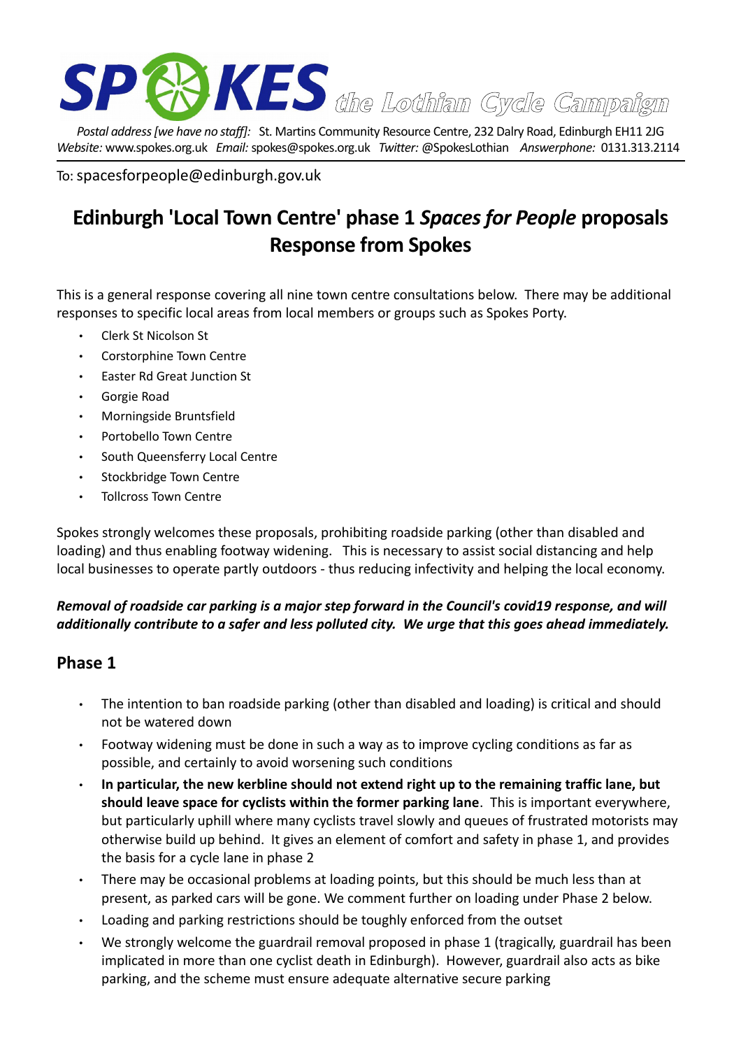SPOKES the Lothian Cycle Campaign

*Postal address [we have no staff]:* St. Martins Community Resource Centre, 232 Dalry Road, Edinburgh EH11 2JG
*Website:* www.spokes.org.uk *Email:* spokes@spokes.org.uk *Twitter:* @SpokesLothian *Answerphone:* 0131.313.2114

To: spacesforpeople@edinburgh.gov.uk

# Edinburgh 'Local Town Centre' phase 1 *Spaces for People* proposals Response from Spokes

This is a general response covering all nine town centre consultations below. There may be additional responses to specific local areas from local members or groups such as Spokes Porty.

- Clerk St Nicolson St
- Corstorphine Town Centre
- Easter Rd Great Junction St
- Gorgie Road
- Morningside Bruntsfield
- Portobello Town Centre
- South Queensferry Local Centre
- Stockbridge Town Centre
- Tollcross Town Centre

Spokes strongly welcomes these proposals, prohibiting roadside parking (other than disabled and loading) and thus enabling footway widening. This is necessary to assist social distancing and help local businesses to operate partly outdoors - thus reducing infectivity and helping the local economy.

***Removal of roadside car parking is a major step forward in the Council's covid19 response, and will additionally contribute to a safer and less polluted city. We urge that this goes ahead immediately.***

## Phase 1

- The intention to ban roadside parking (other than disabled and loading) is critical and should not be watered down
- Footway widening must be done in such a way as to improve cycling conditions as far as possible, and certainly to avoid worsening such conditions
- **In particular, the new kerbline should not extend right up to the remaining traffic lane, but should leave space for cyclists within the former parking lane**. This is important everywhere, but particularly uphill where many cyclists travel slowly and queues of frustrated motorists may otherwise build up behind. It gives an element of comfort and safety in phase 1, and provides the basis for a cycle lane in phase 2
- There may be occasional problems at loading points, but this should be much less than at present, as parked cars will be gone. We comment further on loading under Phase 2 below.
- Loading and parking restrictions should be toughly enforced from the outset
- We strongly welcome the guardrail removal proposed in phase 1 (tragically, guardrail has been implicated in more than one cyclist death in Edinburgh). However, guardrail also acts as bike parking, and the scheme must ensure adequate alternative secure parking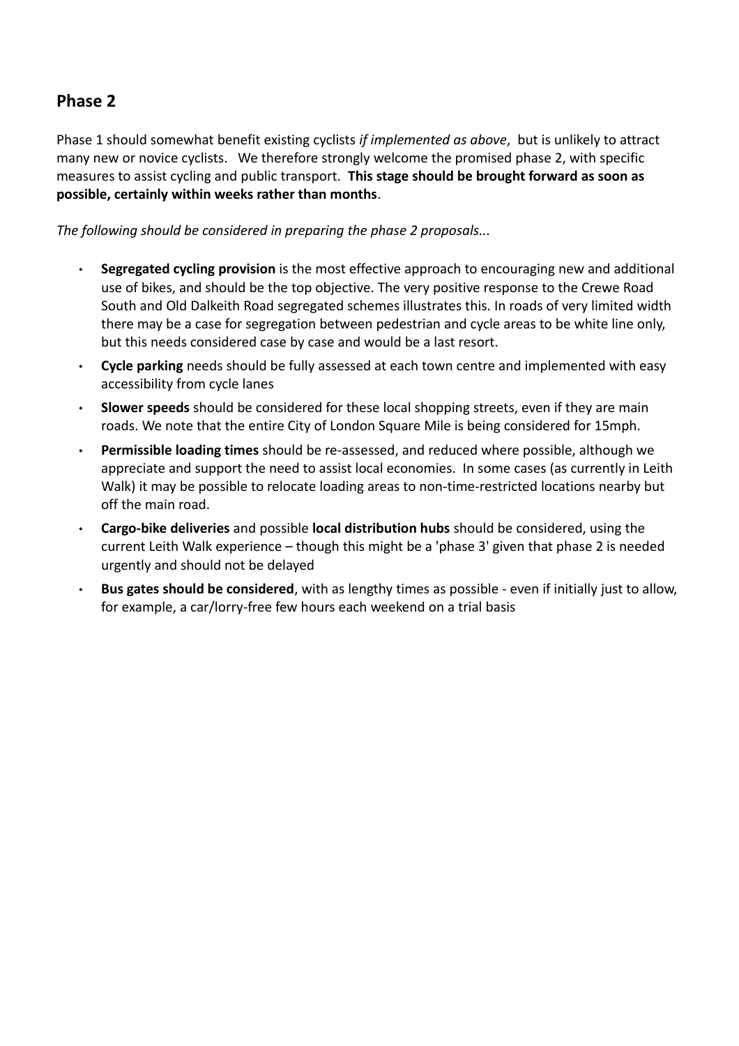## Phase 2

Phase 1 should somewhat benefit existing cyclists *if implemented as above*, but is unlikely to attract many new or novice cyclists. We therefore strongly welcome the promised phase 2, with specific measures to assist cycling and public transport. **This stage should be brought forward as soon as possible, certainly within weeks rather than months**.

*The following should be considered in preparing the phase 2 proposals...*

- **Segregated cycling provision** is the most effective approach to encouraging new and additional use of bikes, and should be the top objective. The very positive response to the Crewe Road South and Old Dalkeith Road segregated schemes illustrates this. In roads of very limited width there may be a case for segregation between pedestrian and cycle areas to be white line only, but this needs considered case by case and would be a last resort.
- **Cycle parking** needs should be fully assessed at each town centre and implemented with easy accessibility from cycle lanes
- **Slower speeds** should be considered for these local shopping streets, even if they are main roads. We note that the entire City of London Square Mile is being considered for 15mph.
- **Permissible loading times** should be re-assessed, and reduced where possible, although we appreciate and support the need to assist local economies. In some cases (as currently in Leith Walk) it may be possible to relocate loading areas to non-time-restricted locations nearby but off the main road.
- **Cargo-bike deliveries** and possible **local distribution hubs** should be considered, using the current Leith Walk experience – though this might be a 'phase 3' given that phase 2 is needed urgently and should not be delayed
- **Bus gates should be considered**, with as lengthy times as possible - even if initially just to allow, for example, a car/lorry-free few hours each weekend on a trial basis